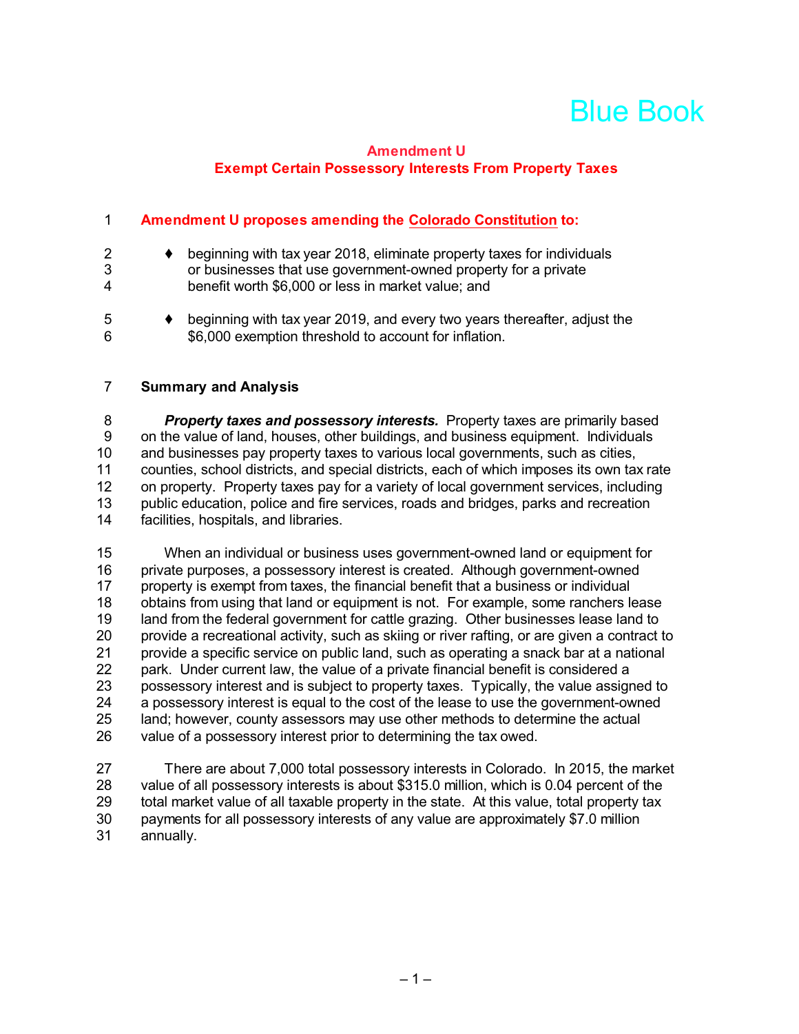# Blue Book

## Amendment U
## Exempt Certain Possessory Interests From Property Taxes

**Amendment U proposes amending the Colorado Constitution to:**

- beginning with tax year 2018, eliminate property taxes for individuals or businesses that use government-owned property for a private benefit worth $6,000 or less in market value; and
- beginning with tax year 2019, and every two years thereafter, adjust the $6,000 exemption threshold to account for inflation.

### Summary and Analysis

***Property taxes and possessory interests.*** Property taxes are primarily based on the value of land, houses, other buildings, and business equipment. Individuals and businesses pay property taxes to various local governments, such as cities, counties, school districts, and special districts, each of which imposes its own tax rate on property. Property taxes pay for a variety of local government services, including public education, police and fire services, roads and bridges, parks and recreation facilities, hospitals, and libraries.

When an individual or business uses government-owned land or equipment for private purposes, a possessory interest is created. Although government-owned property is exempt from taxes, the financial benefit that a business or individual obtains from using that land or equipment is not. For example, some ranchers lease land from the federal government for cattle grazing. Other businesses lease land to provide a recreational activity, such as skiing or river rafting, or are given a contract to provide a specific service on public land, such as operating a snack bar at a national park. Under current law, the value of a private financial benefit is considered a possessory interest and is subject to property taxes. Typically, the value assigned to a possessory interest is equal to the cost of the lease to use the government-owned land; however, county assessors may use other methods to determine the actual value of a possessory interest prior to determining the tax owed.

There are about 7,000 total possessory interests in Colorado. In 2015, the market value of all possessory interests is about $315.0 million, which is 0.04 percent of the total market value of all taxable property in the state. At this value, total property tax payments for all possessory interests of any value are approximately $7.0 million annually.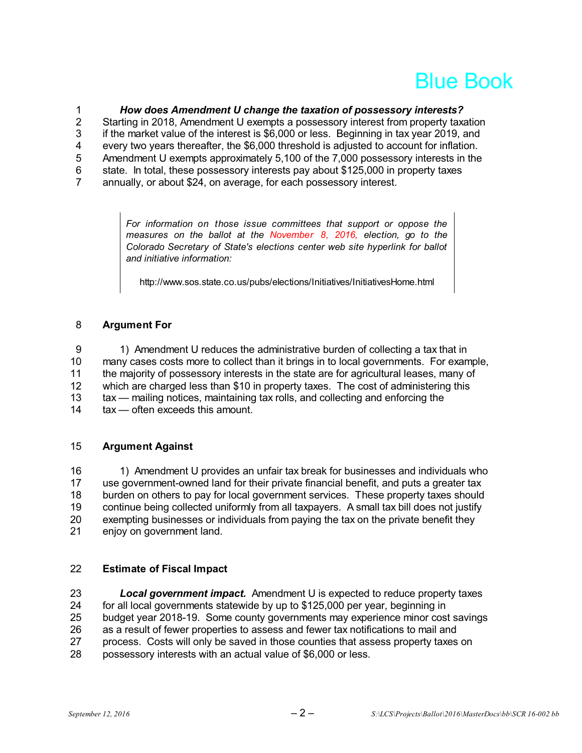Blue Book

***How does Amendment U change the taxation of possessory interests?*** Starting in 2018, Amendment U exempts a possessory interest from property taxation if the market value of the interest is $6,000 or less. Beginning in tax year 2019, and every two years thereafter, the $6,000 threshold is adjusted to account for inflation. Amendment U exempts approximately 5,100 of the 7,000 possessory interests in the state. In total, these possessory interests pay about $125,000 in property taxes annually, or about $24, on average, for each possessory interest.

> *For information on those issue committees that support or oppose the measures on the ballot at the November 8, 2016, election, go to the Colorado Secretary of State's elections center web site hyperlink for ballot and initiative information:*
>
> http://www.sos.state.co.us/pubs/elections/Initiatives/InitiativesHome.html

**Argument For**

1) Amendment U reduces the administrative burden of collecting a tax that in many cases costs more to collect than it brings in to local governments. For example, the majority of possessory interests in the state are for agricultural leases, many of which are charged less than $10 in property taxes. The cost of administering this tax — mailing notices, maintaining tax rolls, and collecting and enforcing the tax — often exceeds this amount.

**Argument Against**

1) Amendment U provides an unfair tax break for businesses and individuals who use government-owned land for their private financial benefit, and puts a greater tax burden on others to pay for local government services. These property taxes should continue being collected uniformly from all taxpayers. A small tax bill does not justify exempting businesses or individuals from paying the tax on the private benefit they enjoy on government land.

**Estimate of Fiscal Impact**

***Local government impact.*** Amendment U is expected to reduce property taxes for all local governments statewide by up to $125,000 per year, beginning in budget year 2018-19. Some county governments may experience minor cost savings as a result of fewer properties to assess and fewer tax notifications to mail and process. Costs will only be saved in those counties that assess property taxes on possessory interests with an actual value of $6,000 or less.